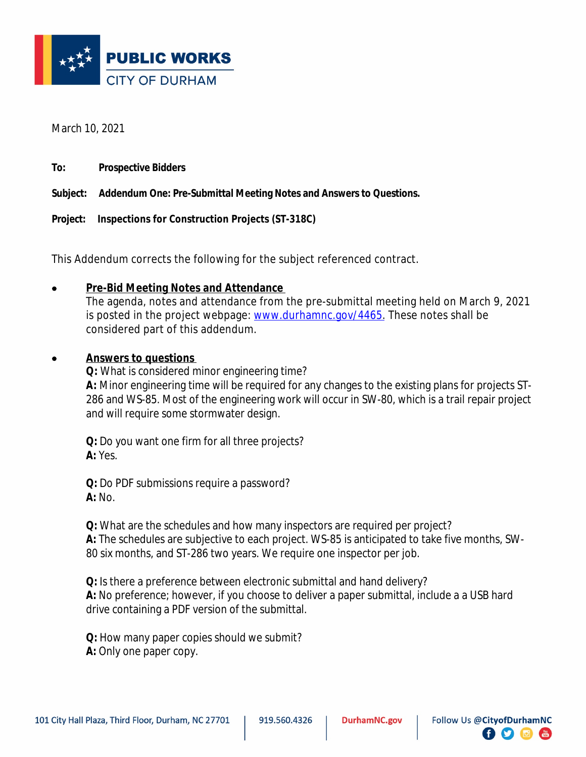**PUBLIC WORKS**
CITY OF DURHAM

March 10, 2021

**To:** **Prospective Bidders**

**Subject:** **Addendum One: Pre-Submittal Meeting Notes and Answers to Questions.**

**Project:** **Inspections for Construction Projects (ST-318C)**

This Addendum corrects the following for the subject referenced contract.

- **Pre-Bid Meeting Notes and Attendance**
  The agenda, notes and attendance from the pre-submittal meeting held on March 9, 2021 is posted in the project webpage: [www.durhamnc.gov/4465.](http://www.durhamnc.gov/4465) These notes shall be considered part of this addendum.

- **Answers to questions**
  **Q:** What is considered minor engineering time?
  **A:** Minor engineering time will be required for any changes to the existing plans for projects ST-286 and WS-85. Most of the engineering work will occur in SW-80, which is a trail repair project and will require some stormwater design.

  **Q:** Do you want one firm for all three projects?
  **A:** Yes.

  **Q:** Do PDF submissions require a password?
  **A:** No.

  **Q:** What are the schedules and how many inspectors are required per project?
  **A:** The schedules are subjective to each project. WS-85 is anticipated to take five months, SW-80 six months, and ST-286 two years. We require one inspector per job.

  **Q:** Is there a preference between electronic submittal and hand delivery?
  **A:** No preference; however, if you choose to deliver a paper submittal, include a a USB hard drive containing a PDF version of the submittal.

  **Q:** How many paper copies should we submit?
  **A:** Only one paper copy.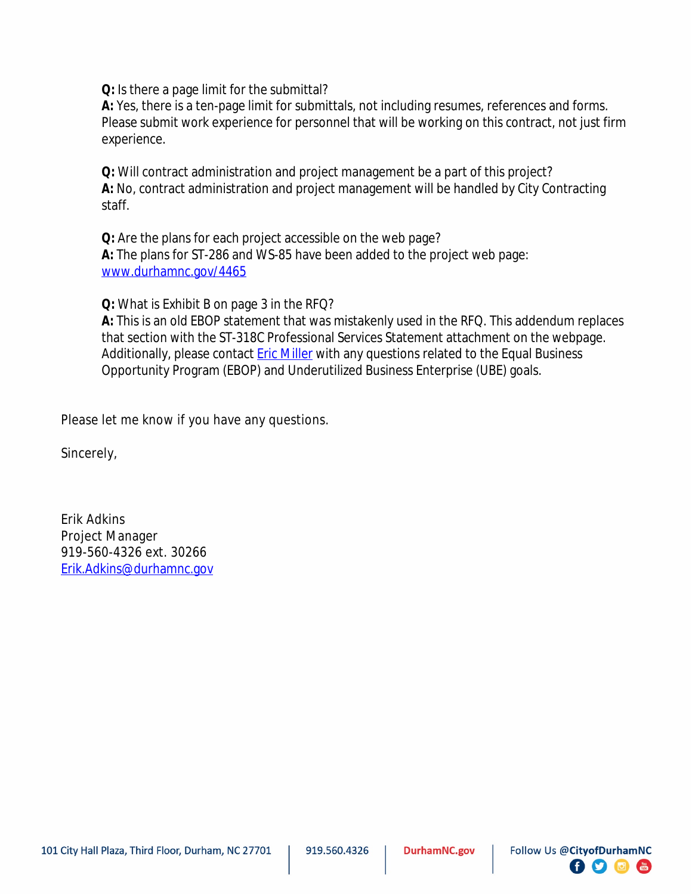**Q:** Is there a page limit for the submittal?
**A:** Yes, there is a ten-page limit for submittals, not including resumes, references and forms. Please submit work experience for personnel that will be working on this contract, not just firm experience.

**Q:** Will contract administration and project management be a part of this project?
**A:** No, contract administration and project management will be handled by City Contracting staff.

**Q:** Are the plans for each project accessible on the web page?
**A:** The plans for ST-286 and WS-85 have been added to the project web page: [www.durhamnc.gov/4465](http://www.durhamnc.gov/4465)

**Q:** What is Exhibit B on page 3 in the RFQ?
**A:** This is an old EBOP statement that was mistakenly used in the RFQ. This addendum replaces that section with the ST-318C Professional Services Statement attachment on the webpage. Additionally, please contact Eric Miller with any questions related to the Equal Business Opportunity Program (EBOP) and Underutilized Business Enterprise (UBE) goals.

Please let me know if you have any questions.

Sincerely,

Erik Adkins
Project Manager
919-560-4326 ext. 30266
[Erik.Adkins@durhamnc.gov](mailto:Erik.Adkins@durhamnc.gov)